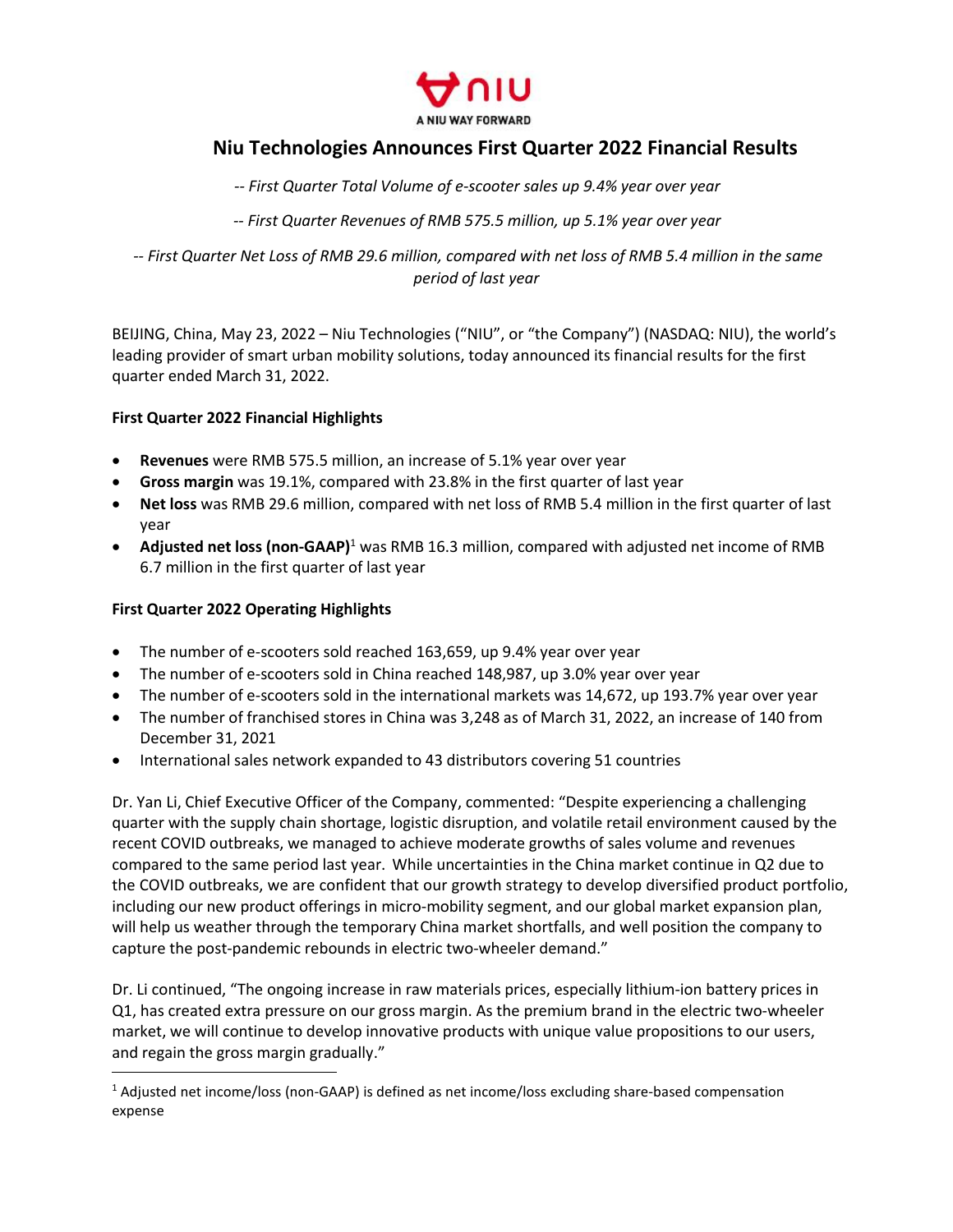A NIU WAY FORWARD

# Niu Technologies Announces First Quarter 2022 Financial Results

*-- First Quarter Total Volume of e-scooter sales up 9.4% year over year*

*-- First Quarter Revenues of RMB 575.5 million, up 5.1% year over year*

*-- First Quarter Net Loss of RMB 29.6 million, compared with net loss of RMB 5.4 million in the same period of last year*

BEIJING, China, May 23, 2022 – Niu Technologies ("NIU", or "the Company") (NASDAQ: NIU), the world's leading provider of smart urban mobility solutions, today announced its financial results for the first quarter ended March 31, 2022.

**First Quarter 2022 Financial Highlights**

- **Revenues** were RMB 575.5 million, an increase of 5.1% year over year
- **Gross margin** was 19.1%, compared with 23.8% in the first quarter of last year
- **Net loss** was RMB 29.6 million, compared with net loss of RMB 5.4 million in the first quarter of last year
- **Adjusted net loss (non-GAAP)**[1] was RMB 16.3 million, compared with adjusted net income of RMB 6.7 million in the first quarter of last year

**First Quarter 2022 Operating Highlights**

- The number of e-scooters sold reached 163,659, up 9.4% year over year
- The number of e-scooters sold in China reached 148,987, up 3.0% year over year
- The number of e-scooters sold in the international markets was 14,672, up 193.7% year over year
- The number of franchised stores in China was 3,248 as of March 31, 2022, an increase of 140 from December 31, 2021
- International sales network expanded to 43 distributors covering 51 countries

Dr. Yan Li, Chief Executive Officer of the Company, commented: "Despite experiencing a challenging quarter with the supply chain shortage, logistic disruption, and volatile retail environment caused by the recent COVID outbreaks, we managed to achieve moderate growths of sales volume and revenues compared to the same period last year. While uncertainties in the China market continue in Q2 due to the COVID outbreaks, we are confident that our growth strategy to develop diversified product portfolio, including our new product offerings in micro-mobility segment, and our global market expansion plan, will help us weather through the temporary China market shortfalls, and well position the company to capture the post-pandemic rebounds in electric two-wheeler demand."

Dr. Li continued, "The ongoing increase in raw materials prices, especially lithium-ion battery prices in Q1, has created extra pressure on our gross margin. As the premium brand in the electric two-wheeler market, we will continue to develop innovative products with unique value propositions to our users, and regain the gross margin gradually."

[1] Adjusted net income/loss (non-GAAP) is defined as net income/loss excluding share-based compensation expense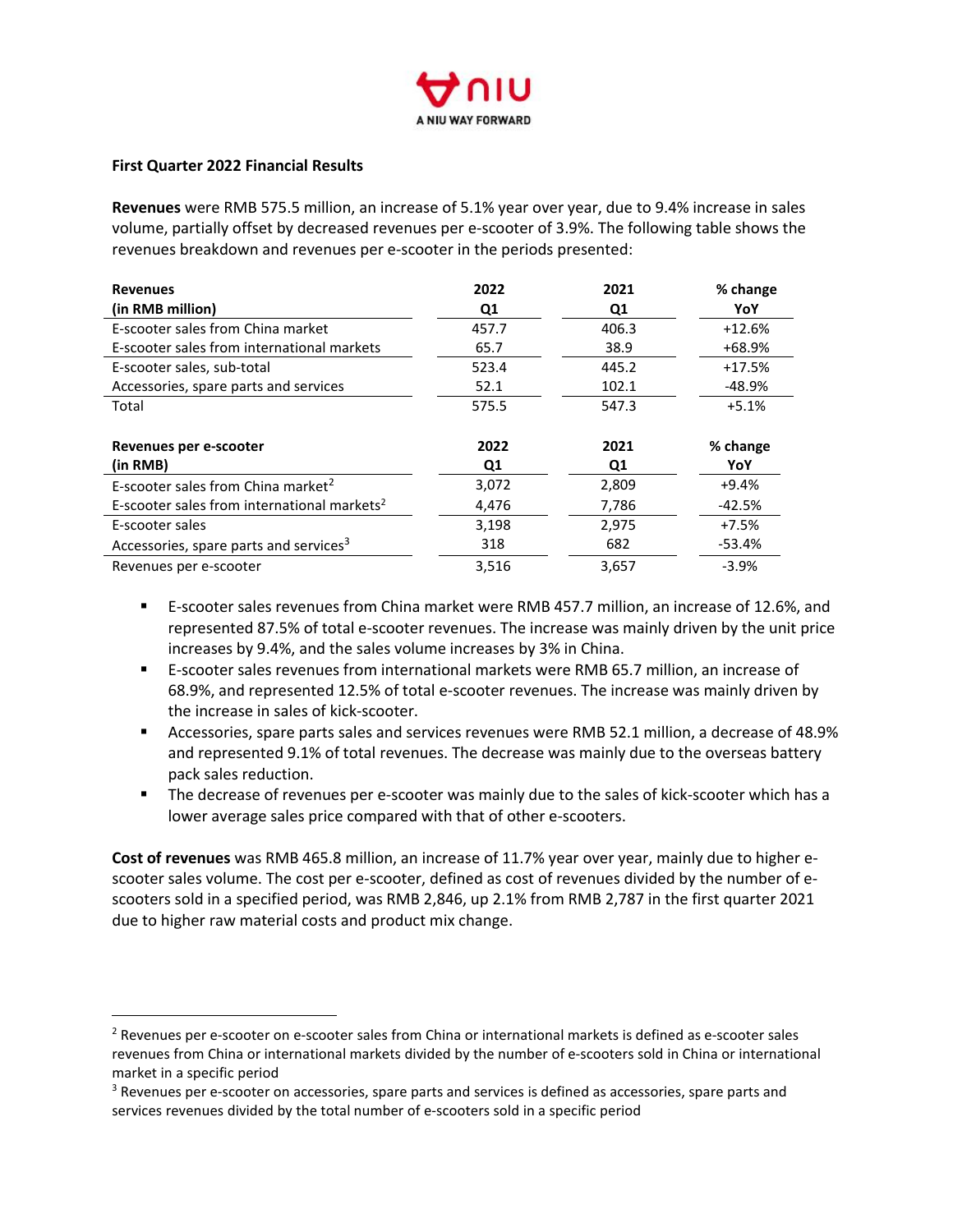**First Quarter 2022 Financial Results**

**Revenues** were RMB 575.5 million, an increase of 5.1% year over year, due to 9.4% increase in sales volume, partially offset by decreased revenues per e-scooter of 3.9%. The following table shows the revenues breakdown and revenues per e-scooter in the periods presented:

| Revenues (in RMB million) | 2022 Q1 | 2021 Q1 | % change YoY |
|---|---|---|---|
| E-scooter sales from China market | 457.7 | 406.3 | +12.6% |
| E-scooter sales from international markets | 65.7 | 38.9 | +68.9% |
| E-scooter sales, sub-total | 523.4 | 445.2 | +17.5% |
| Accessories, spare parts and services | 52.1 | 102.1 | -48.9% |
| Total | 575.5 | 547.3 | +5.1% |

| Revenues per e-scooter (in RMB) | 2022 Q1 | 2021 Q1 | % change YoY |
|---|---|---|---|
| E-scooter sales from China market[2] | 3,072 | 2,809 | +9.4% |
| E-scooter sales from international markets[2] | 4,476 | 7,786 | -42.5% |
| E-scooter sales | 3,198 | 2,975 | +7.5% |
| Accessories, spare parts and services[3] | 318 | 682 | -53.4% |
| Revenues per e-scooter | 3,516 | 3,657 | -3.9% |

- E-scooter sales revenues from China market were RMB 457.7 million, an increase of 12.6%, and represented 87.5% of total e-scooter revenues. The increase was mainly driven by the unit price increases by 9.4%, and the sales volume increases by 3% in China.
- E-scooter sales revenues from international markets were RMB 65.7 million, an increase of 68.9%, and represented 12.5% of total e-scooter revenues. The increase was mainly driven by the increase in sales of kick-scooter.
- Accessories, spare parts sales and services revenues were RMB 52.1 million, a decrease of 48.9% and represented 9.1% of total revenues. The decrease was mainly due to the overseas battery pack sales reduction.
- The decrease of revenues per e-scooter was mainly due to the sales of kick-scooter which has a lower average sales price compared with that of other e-scooters.

**Cost of revenues** was RMB 465.8 million, an increase of 11.7% year over year, mainly due to higher e-scooter sales volume. The cost per e-scooter, defined as cost of revenues divided by the number of e-scooters sold in a specified period, was RMB 2,846, up 2.1% from RMB 2,787 in the first quarter 2021 due to higher raw material costs and product mix change.

---

[2] Revenues per e-scooter on e-scooter sales from China or international markets is defined as e-scooter sales revenues from China or international markets divided by the number of e-scooters sold in China or international market in a specific period

[3] Revenues per e-scooter on accessories, spare parts and services is defined as accessories, spare parts and services revenues divided by the total number of e-scooters sold in a specific period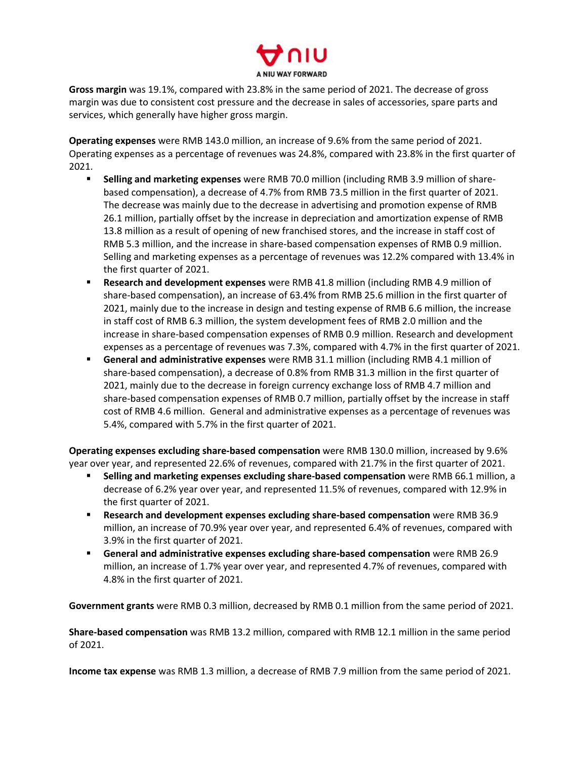**Gross margin** was 19.1%, compared with 23.8% in the same period of 2021. The decrease of gross margin was due to consistent cost pressure and the decrease in sales of accessories, spare parts and services, which generally have higher gross margin.

**Operating expenses** were RMB 143.0 million, an increase of 9.6% from the same period of 2021. Operating expenses as a percentage of revenues was 24.8%, compared with 23.8% in the first quarter of 2021.

- **Selling and marketing expenses** were RMB 70.0 million (including RMB 3.9 million of share-based compensation), a decrease of 4.7% from RMB 73.5 million in the first quarter of 2021. The decrease was mainly due to the decrease in advertising and promotion expense of RMB 26.1 million, partially offset by the increase in depreciation and amortization expense of RMB 13.8 million as a result of opening of new franchised stores, and the increase in staff cost of RMB 5.3 million, and the increase in share-based compensation expenses of RMB 0.9 million. Selling and marketing expenses as a percentage of revenues was 12.2% compared with 13.4% in the first quarter of 2021.
- **Research and development expenses** were RMB 41.8 million (including RMB 4.9 million of share-based compensation), an increase of 63.4% from RMB 25.6 million in the first quarter of 2021, mainly due to the increase in design and testing expense of RMB 6.6 million, the increase in staff cost of RMB 6.3 million, the system development fees of RMB 2.0 million and the increase in share-based compensation expenses of RMB 0.9 million. Research and development expenses as a percentage of revenues was 7.3%, compared with 4.7% in the first quarter of 2021.
- **General and administrative expenses** were RMB 31.1 million (including RMB 4.1 million of share-based compensation), a decrease of 0.8% from RMB 31.3 million in the first quarter of 2021, mainly due to the decrease in foreign currency exchange loss of RMB 4.7 million and share-based compensation expenses of RMB 0.7 million, partially offset by the increase in staff cost of RMB 4.6 million. General and administrative expenses as a percentage of revenues was 5.4%, compared with 5.7% in the first quarter of 2021.

**Operating expenses excluding share-based compensation** were RMB 130.0 million, increased by 9.6% year over year, and represented 22.6% of revenues, compared with 21.7% in the first quarter of 2021.

- **Selling and marketing expenses excluding share-based compensation** were RMB 66.1 million, a decrease of 6.2% year over year, and represented 11.5% of revenues, compared with 12.9% in the first quarter of 2021.
- **Research and development expenses excluding share-based compensation** were RMB 36.9 million, an increase of 70.9% year over year, and represented 6.4% of revenues, compared with 3.9% in the first quarter of 2021.
- **General and administrative expenses excluding share-based compensation** were RMB 26.9 million, an increase of 1.7% year over year, and represented 4.7% of revenues, compared with 4.8% in the first quarter of 2021.

**Government grants** were RMB 0.3 million, decreased by RMB 0.1 million from the same period of 2021.

**Share-based compensation** was RMB 13.2 million, compared with RMB 12.1 million in the same period of 2021.

**Income tax expense** was RMB 1.3 million, a decrease of RMB 7.9 million from the same period of 2021.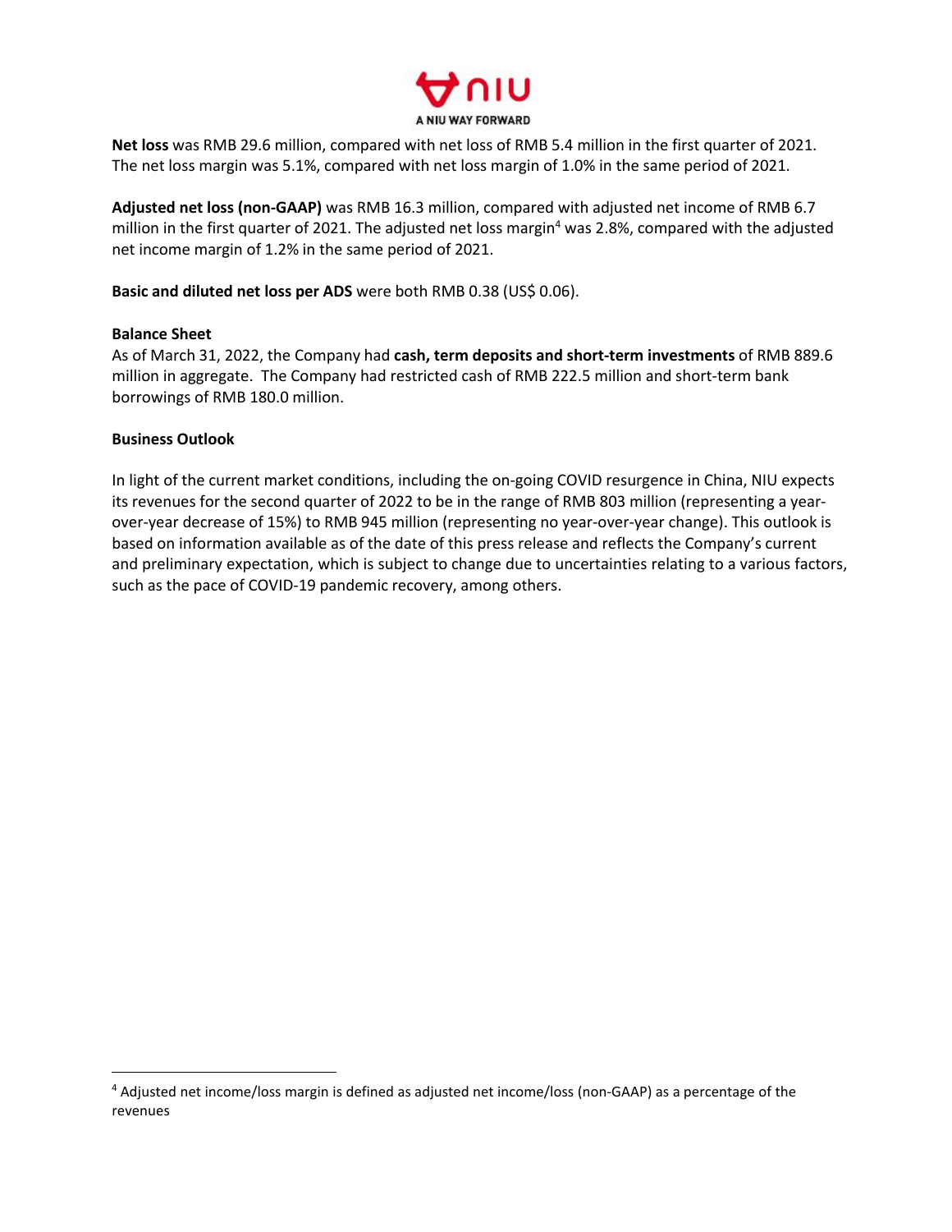**Net loss** was RMB 29.6 million, compared with net loss of RMB 5.4 million in the first quarter of 2021. The net loss margin was 5.1%, compared with net loss margin of 1.0% in the same period of 2021.

**Adjusted net loss (non-GAAP)** was RMB 16.3 million, compared with adjusted net income of RMB 6.7 million in the first quarter of 2021. The adjusted net loss margin[4] was 2.8%, compared with the adjusted net income margin of 1.2% in the same period of 2021.

**Basic and diluted net loss per ADS** were both RMB 0.38 (US$ 0.06).

**Balance Sheet**

As of March 31, 2022, the Company had **cash, term deposits and short-term investments** of RMB 889.6 million in aggregate. The Company had restricted cash of RMB 222.5 million and short-term bank borrowings of RMB 180.0 million.

**Business Outlook**

In light of the current market conditions, including the on-going COVID resurgence in China, NIU expects its revenues for the second quarter of 2022 to be in the range of RMB 803 million (representing a year-over-year decrease of 15%) to RMB 945 million (representing no year-over-year change). This outlook is based on information available as of the date of this press release and reflects the Company's current and preliminary expectation, which is subject to change due to uncertainties relating to a various factors, such as the pace of COVID-19 pandemic recovery, among others.

[4] Adjusted net income/loss margin is defined as adjusted net income/loss (non-GAAP) as a percentage of the revenues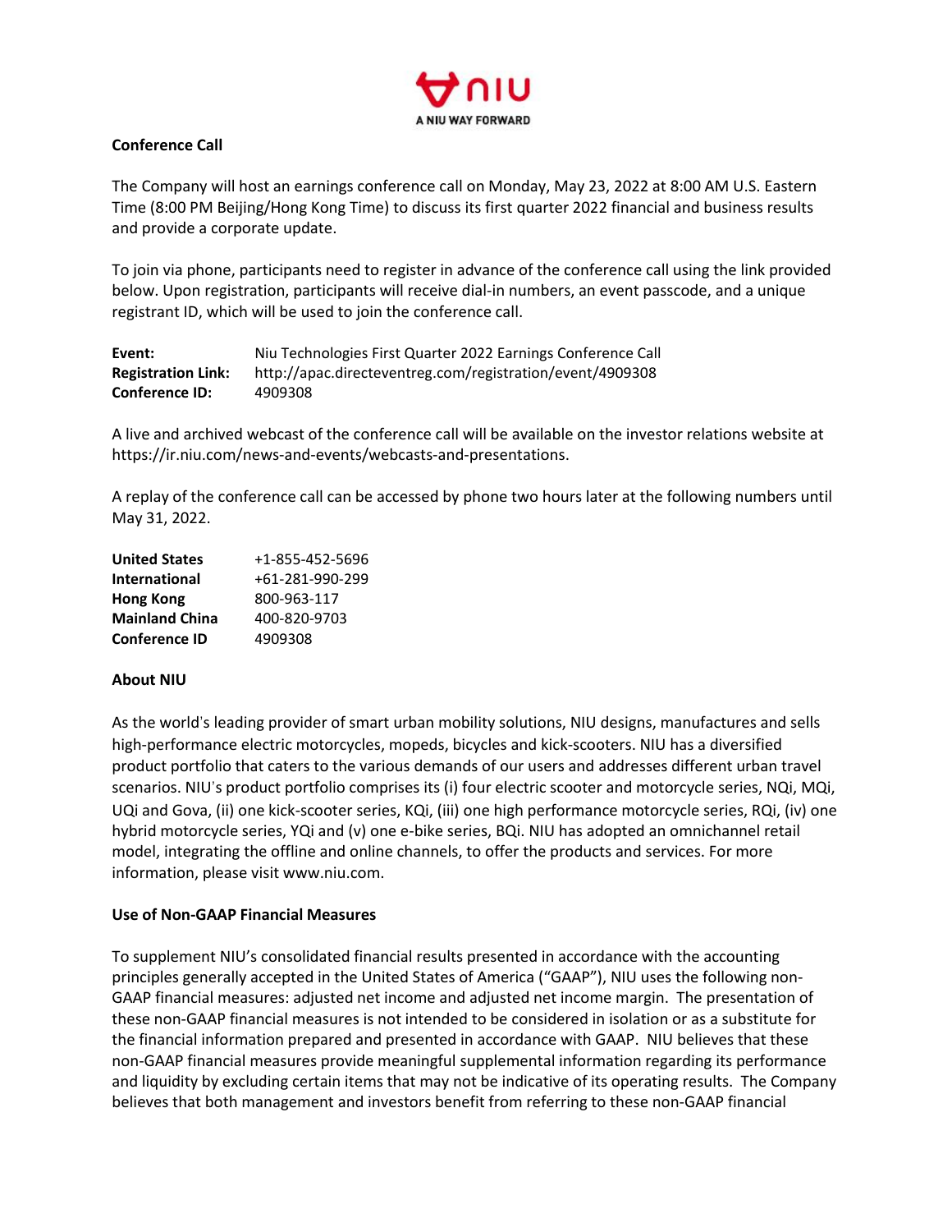## Conference Call

The Company will host an earnings conference call on Monday, May 23, 2022 at 8:00 AM U.S. Eastern Time (8:00 PM Beijing/Hong Kong Time) to discuss its first quarter 2022 financial and business results and provide a corporate update.

To join via phone, participants need to register in advance of the conference call using the link provided below. Upon registration, participants will receive dial-in numbers, an event passcode, and a unique registrant ID, which will be used to join the conference call.

**Event:** Niu Technologies First Quarter 2022 Earnings Conference Call
**Registration Link:** http://apac.directeventreg.com/registration/event/4909308
**Conference ID:** 4909308

A live and archived webcast of the conference call will be available on the investor relations website at https://ir.niu.com/news-and-events/webcasts-and-presentations.

A replay of the conference call can be accessed by phone two hours later at the following numbers until May 31, 2022.

| | |
|---|---|
| **United States** | +1-855-452-5696 |
| **International** | +61-281-990-299 |
| **Hong Kong** | 800-963-117 |
| **Mainland China** | 400-820-9703 |
| **Conference ID** | 4909308 |

## About NIU

As the world's leading provider of smart urban mobility solutions, NIU designs, manufactures and sells high-performance electric motorcycles, mopeds, bicycles and kick-scooters. NIU has a diversified product portfolio that caters to the various demands of our users and addresses different urban travel scenarios. NIU's product portfolio comprises its (i) four electric scooter and motorcycle series, NQi, MQi, UQi and Gova, (ii) one kick-scooter series, KQi, (iii) one high performance motorcycle series, RQi, (iv) one hybrid motorcycle series, YQi and (v) one e-bike series, BQi. NIU has adopted an omnichannel retail model, integrating the offline and online channels, to offer the products and services. For more information, please visit www.niu.com.

## Use of Non-GAAP Financial Measures

To supplement NIU's consolidated financial results presented in accordance with the accounting principles generally accepted in the United States of America ("GAAP"), NIU uses the following non-GAAP financial measures: adjusted net income and adjusted net income margin. The presentation of these non-GAAP financial measures is not intended to be considered in isolation or as a substitute for the financial information prepared and presented in accordance with GAAP. NIU believes that these non-GAAP financial measures provide meaningful supplemental information regarding its performance and liquidity by excluding certain items that may not be indicative of its operating results. The Company believes that both management and investors benefit from referring to these non-GAAP financial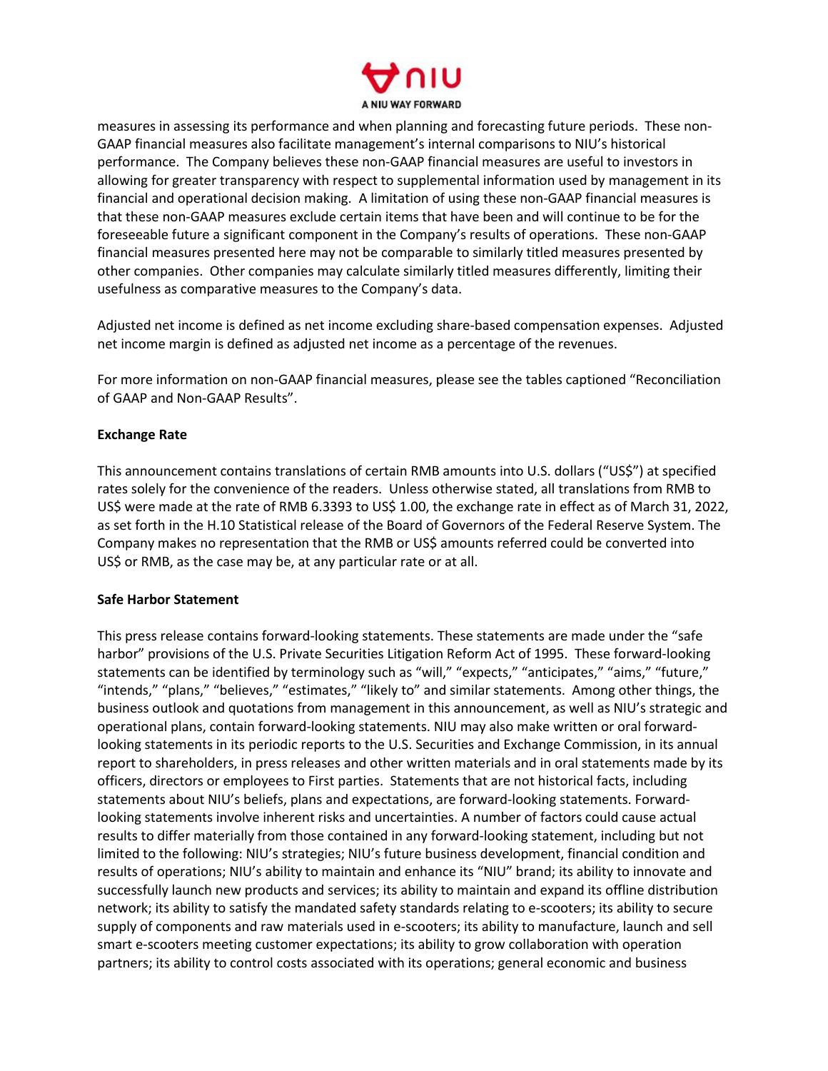measures in assessing its performance and when planning and forecasting future periods. These non-GAAP financial measures also facilitate management's internal comparisons to NIU's historical performance. The Company believes these non-GAAP financial measures are useful to investors in allowing for greater transparency with respect to supplemental information used by management in its financial and operational decision making. A limitation of using these non-GAAP financial measures is that these non-GAAP measures exclude certain items that have been and will continue to be for the foreseeable future a significant component in the Company's results of operations. These non-GAAP financial measures presented here may not be comparable to similarly titled measures presented by other companies. Other companies may calculate similarly titled measures differently, limiting their usefulness as comparative measures to the Company's data.

Adjusted net income is defined as net income excluding share-based compensation expenses. Adjusted net income margin is defined as adjusted net income as a percentage of the revenues.

For more information on non-GAAP financial measures, please see the tables captioned "Reconciliation of GAAP and Non-GAAP Results".

**Exchange Rate**

This announcement contains translations of certain RMB amounts into U.S. dollars ("US$") at specified rates solely for the convenience of the readers. Unless otherwise stated, all translations from RMB to US$ were made at the rate of RMB 6.3393 to US$ 1.00, the exchange rate in effect as of March 31, 2022, as set forth in the H.10 Statistical release of the Board of Governors of the Federal Reserve System. The Company makes no representation that the RMB or US$ amounts referred could be converted into US$ or RMB, as the case may be, at any particular rate or at all.

**Safe Harbor Statement**

This press release contains forward-looking statements. These statements are made under the "safe harbor" provisions of the U.S. Private Securities Litigation Reform Act of 1995. These forward-looking statements can be identified by terminology such as "will," "expects," "anticipates," "aims," "future," "intends," "plans," "believes," "estimates," "likely to" and similar statements. Among other things, the business outlook and quotations from management in this announcement, as well as NIU's strategic and operational plans, contain forward-looking statements. NIU may also make written or oral forward-looking statements in its periodic reports to the U.S. Securities and Exchange Commission, in its annual report to shareholders, in press releases and other written materials and in oral statements made by its officers, directors or employees to First parties. Statements that are not historical facts, including statements about NIU's beliefs, plans and expectations, are forward-looking statements. Forward-looking statements involve inherent risks and uncertainties. A number of factors could cause actual results to differ materially from those contained in any forward-looking statement, including but not limited to the following: NIU's strategies; NIU's future business development, financial condition and results of operations; NIU's ability to maintain and enhance its "NIU" brand; its ability to innovate and successfully launch new products and services; its ability to maintain and expand its offline distribution network; its ability to satisfy the mandated safety standards relating to e-scooters; its ability to secure supply of components and raw materials used in e-scooters; its ability to manufacture, launch and sell smart e-scooters meeting customer expectations; its ability to grow collaboration with operation partners; its ability to control costs associated with its operations; general economic and business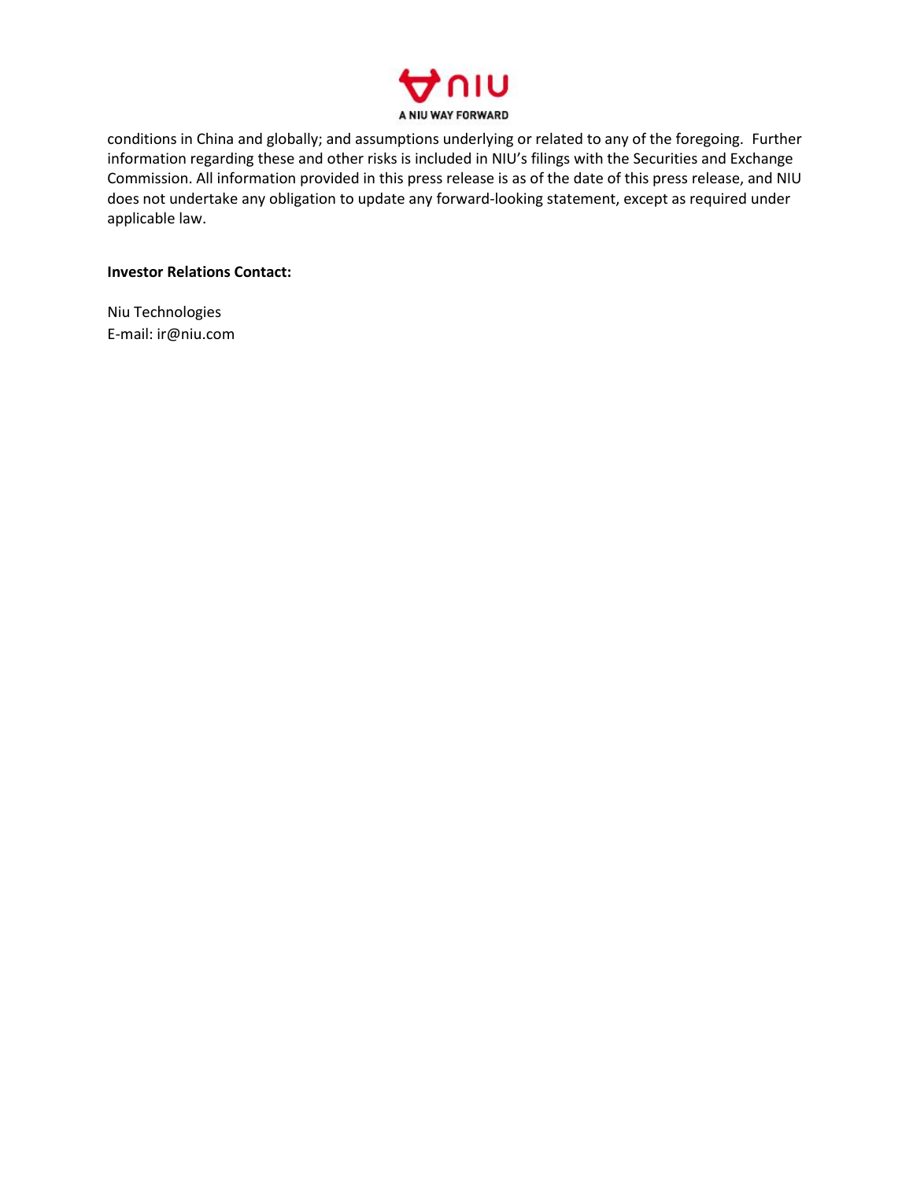conditions in China and globally; and assumptions underlying or related to any of the foregoing. Further information regarding these and other risks is included in NIU's filings with the Securities and Exchange Commission. All information provided in this press release is as of the date of this press release, and NIU does not undertake any obligation to update any forward-looking statement, except as required under applicable law.

**Investor Relations Contact:**

Niu Technologies
E-mail: ir@niu.com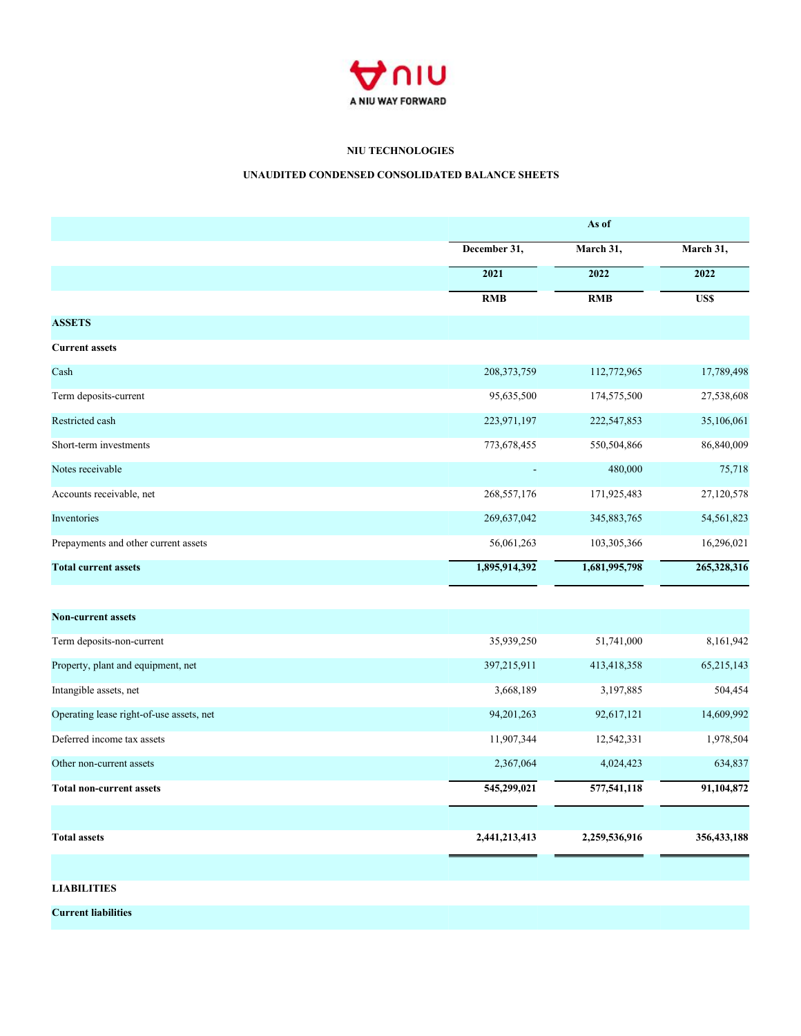**NIU TECHNOLOGIES**

**UNAUDITED CONDENSED CONSOLIDATED BALANCE SHEETS**

| | As of | | |
|---|---|---|---|
| | December 31, | March 31, | March 31, |
| | 2021 | 2022 | 2022 |
| | RMB | RMB | US$ |
| **ASSETS** | | | |
| **Current assets** | | | |
| Cash | 208,373,759 | 112,772,965 | 17,789,498 |
| Term deposits-current | 95,635,500 | 174,575,500 | 27,538,608 |
| Restricted cash | 223,971,197 | 222,547,853 | 35,106,061 |
| Short-term investments | 773,678,455 | 550,504,866 | 86,840,009 |
| Notes receivable | - | 480,000 | 75,718 |
| Accounts receivable, net | 268,557,176 | 171,925,483 | 27,120,578 |
| Inventories | 269,637,042 | 345,883,765 | 54,561,823 |
| Prepayments and other current assets | 56,061,263 | 103,305,366 | 16,296,021 |
| **Total current assets** | **1,895,914,392** | **1,681,995,798** | **265,328,316** |
| **Non-current assets** | | | |
| Term deposits-non-current | 35,939,250 | 51,741,000 | 8,161,942 |
| Property, plant and equipment, net | 397,215,911 | 413,418,358 | 65,215,143 |
| Intangible assets, net | 3,668,189 | 3,197,885 | 504,454 |
| Operating lease right-of-use assets, net | 94,201,263 | 92,617,121 | 14,609,992 |
| Deferred income tax assets | 11,907,344 | 12,542,331 | 1,978,504 |
| Other non-current assets | 2,367,064 | 4,024,423 | 634,837 |
| **Total non-current assets** | **545,299,021** | **577,541,118** | **91,104,872** |
| **Total assets** | **2,441,213,413** | **2,259,536,916** | **356,433,188** |
| **LIABILITIES** | | | |
| **Current liabilities** | | | |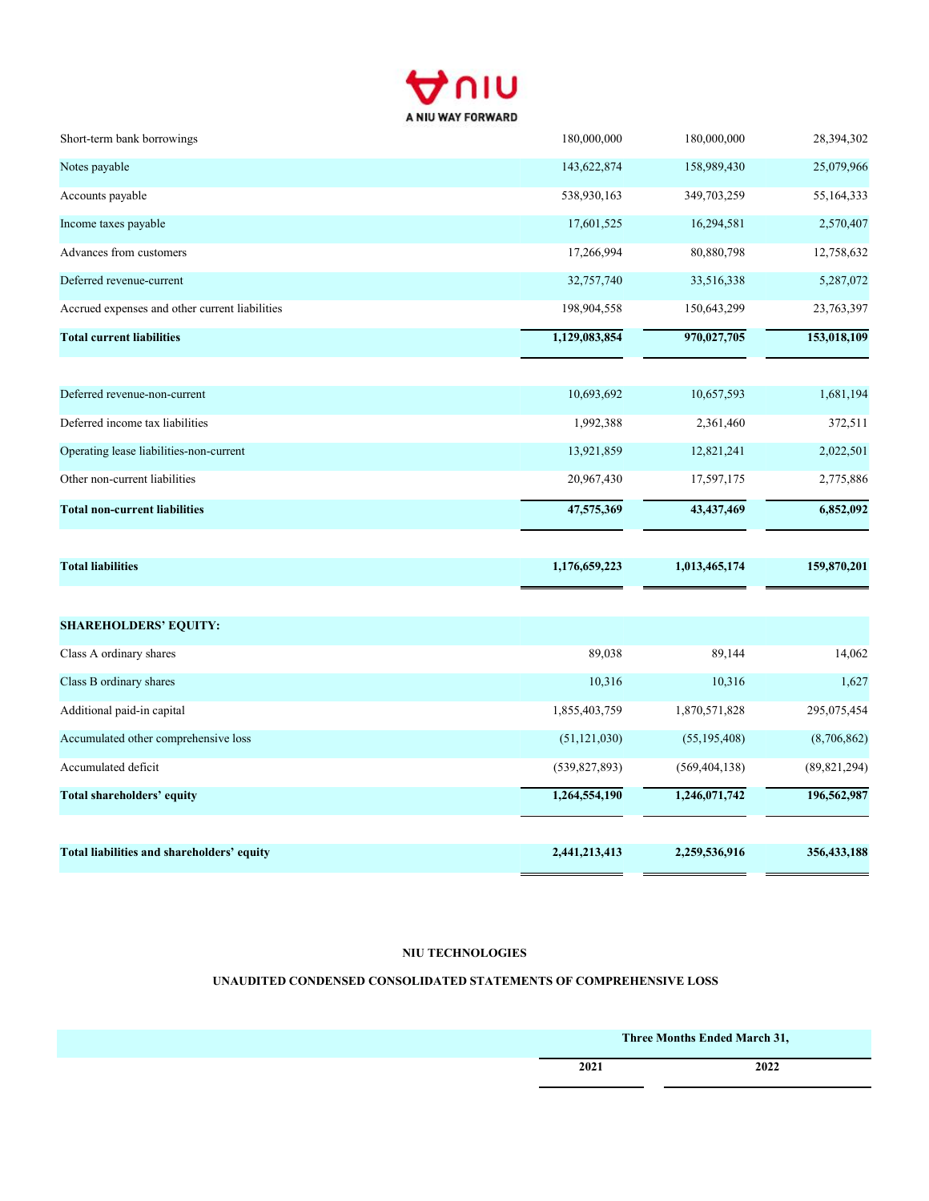| | | | |
|---|---|---|---|
| Short-term bank borrowings | 180,000,000 | 180,000,000 | 28,394,302 |
| Notes payable | 143,622,874 | 158,989,430 | 25,079,966 |
| Accounts payable | 538,930,163 | 349,703,259 | 55,164,333 |
| Income taxes payable | 17,601,525 | 16,294,581 | 2,570,407 |
| Advances from customers | 17,266,994 | 80,880,798 | 12,758,632 |
| Deferred revenue-current | 32,757,740 | 33,516,338 | 5,287,072 |
| Accrued expenses and other current liabilities | 198,904,558 | 150,643,299 | 23,763,397 |
| **Total current liabilities** | **1,129,083,854** | **970,027,705** | **153,018,109** |
| | | | |
| Deferred revenue-non-current | 10,693,692 | 10,657,593 | 1,681,194 |
| Deferred income tax liabilities | 1,992,388 | 2,361,460 | 372,511 |
| Operating lease liabilities-non-current | 13,921,859 | 12,821,241 | 2,022,501 |
| Other non-current liabilities | 20,967,430 | 17,597,175 | 2,775,886 |
| **Total non-current liabilities** | **47,575,369** | **43,437,469** | **6,852,092** |
| | | | |
| **Total liabilities** | **1,176,659,223** | **1,013,465,174** | **159,870,201** |
| | | | |
| **SHAREHOLDERS' EQUITY:** | | | |
| Class A ordinary shares | 89,038 | 89,144 | 14,062 |
| Class B ordinary shares | 10,316 | 10,316 | 1,627 |
| Additional paid-in capital | 1,855,403,759 | 1,870,571,828 | 295,075,454 |
| Accumulated other comprehensive loss | (51,121,030) | (55,195,408) | (8,706,862) |
| Accumulated deficit | (539,827,893) | (569,404,138) | (89,821,294) |
| **Total shareholders' equity** | **1,264,554,190** | **1,246,071,742** | **196,562,987** |
| | | | |
| **Total liabilities and shareholders' equity** | **2,441,213,413** | **2,259,536,916** | **356,433,188** |

**NIU TECHNOLOGIES**

**UNAUDITED CONDENSED CONSOLIDATED STATEMENTS OF COMPREHENSIVE LOSS**

| | Three Months Ended March 31, | | |
|---|---|---|---|
| | 2021 | 2022 | |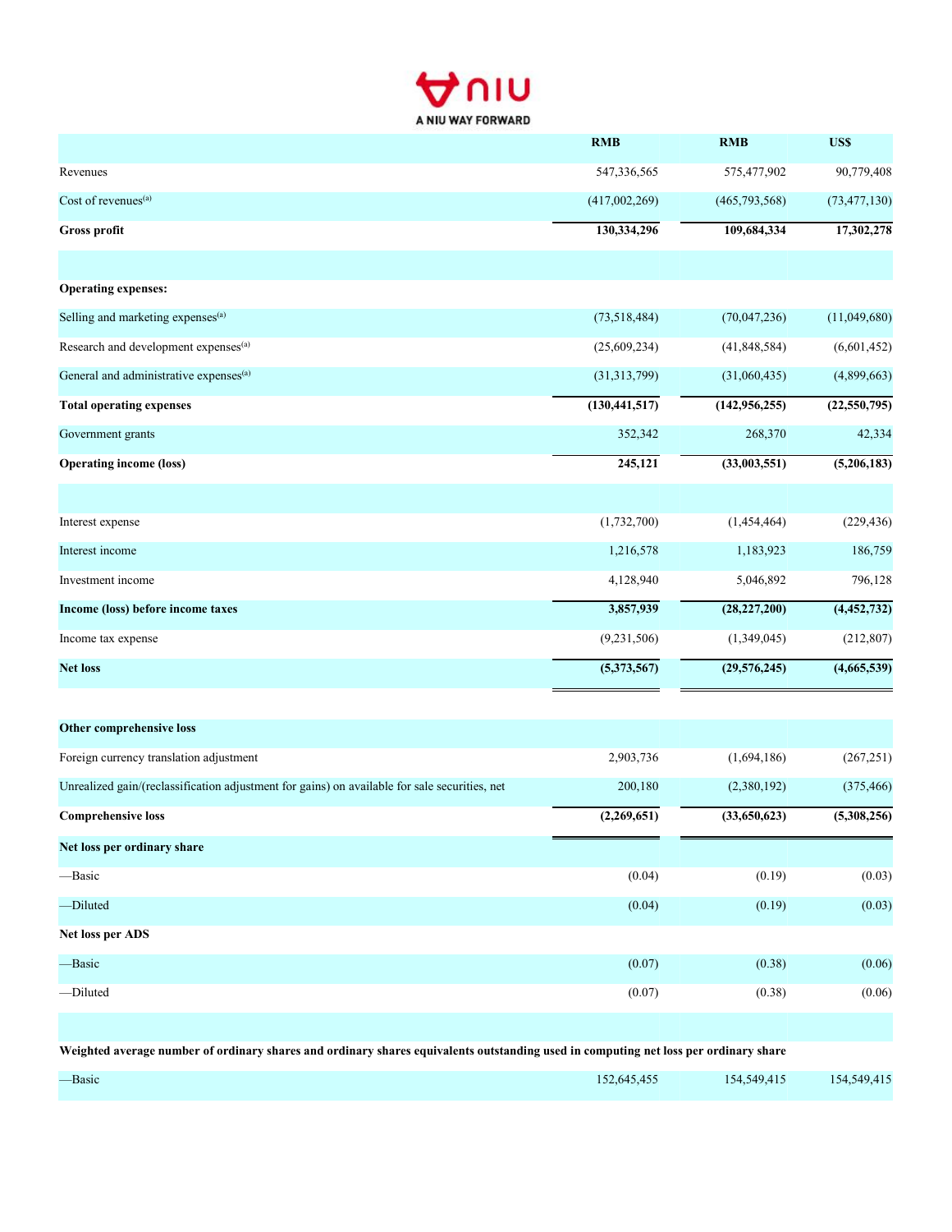|  | RMB | RMB | US$ |
|---|---|---|---|
| Revenues | 547,336,565 | 575,477,902 | 90,779,408 |
| Cost of revenues[(a)] | (417,002,269) | (465,793,568) | (73,477,130) |
| **Gross profit** | **130,334,296** | **109,684,334** | **17,302,278** |
|  |  |  |  |
| **Operating expenses:** |  |  |  |
| Selling and marketing expenses[(a)] | (73,518,484) | (70,047,236) | (11,049,680) |
| Research and development expenses[(a)] | (25,609,234) | (41,848,584) | (6,601,452) |
| General and administrative expenses[(a)] | (31,313,799) | (31,060,435) | (4,899,663) |
| **Total operating expenses** | **(130,441,517)** | **(142,956,255)** | **(22,550,795)** |
| Government grants | 352,342 | 268,370 | 42,334 |
| **Operating income (loss)** | **245,121** | **(33,003,551)** | **(5,206,183)** |
|  |  |  |  |
| Interest expense | (1,732,700) | (1,454,464) | (229,436) |
| Interest income | 1,216,578 | 1,183,923 | 186,759 |
| Investment income | 4,128,940 | 5,046,892 | 796,128 |
| **Income (loss) before income taxes** | **3,857,939** | **(28,227,200)** | **(4,452,732)** |
| Income tax expense | (9,231,506) | (1,349,045) | (212,807) |
| **Net loss** | **(5,373,567)** | **(29,576,245)** | **(4,665,539)** |
|  |  |  |  |
| **Other comprehensive loss** |  |  |  |
| Foreign currency translation adjustment | 2,903,736 | (1,694,186) | (267,251) |
| Unrealized gain/(reclassification adjustment for gains) on available for sale securities, net | 200,180 | (2,380,192) | (375,466) |
| **Comprehensive loss** | **(2,269,651)** | **(33,650,623)** | **(5,308,256)** |
| **Net loss per ordinary share** |  |  |  |
| —Basic | (0.04) | (0.19) | (0.03) |
| —Diluted | (0.04) | (0.19) | (0.03) |
| **Net loss per ADS** |  |  |  |
| —Basic | (0.07) | (0.38) | (0.06) |
| —Diluted | (0.07) | (0.38) | (0.06) |
|  |  |  |  |
| **Weighted average number of ordinary shares and ordinary shares equivalents outstanding used in computing net loss per ordinary share** |  |  |  |
| —Basic | 152,645,455 | 154,549,415 | 154,549,415 |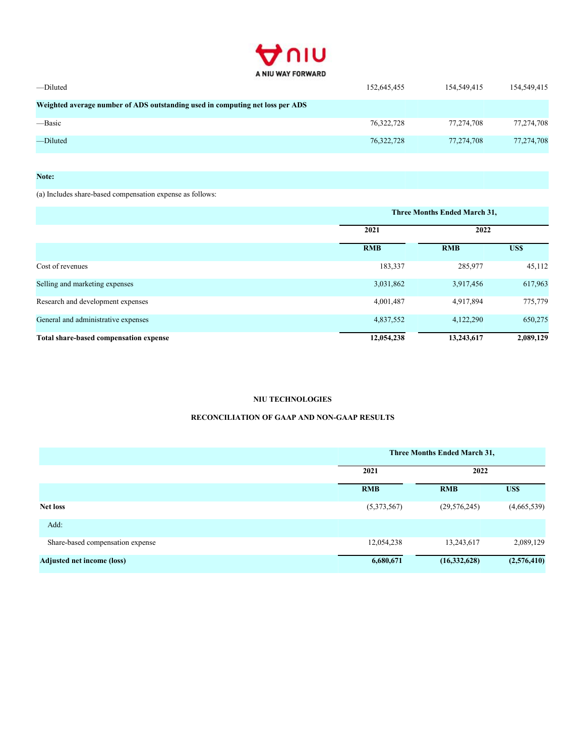| | | | |
|---|---|---|---|
| —Diluted | 152,645,455 | 154,549,415 | 154,549,415 |
| **Weighted average number of ADS outstanding used in computing net loss per ADS** | | | |
| —Basic | 76,322,728 | 77,274,708 | 77,274,708 |
| —Diluted | 76,322,728 | 77,274,708 | 77,274,708 |

**Note:**

(a) Includes share-based compensation expense as follows:

| | Three Months Ended March 31, | | |
|---|---|---|---|
| | 2021 | 2022 | |
| | RMB | RMB | US$ |
| Cost of revenues | 183,337 | 285,977 | 45,112 |
| Selling and marketing expenses | 3,031,862 | 3,917,456 | 617,963 |
| Research and development expenses | 4,001,487 | 4,917,894 | 775,779 |
| General and administrative expenses | 4,837,552 | 4,122,290 | 650,275 |
| **Total share-based compensation expense** | **12,054,238** | **13,243,617** | **2,089,129** |

**NIU TECHNOLOGIES**

**RECONCILIATION OF GAAP AND NON-GAAP RESULTS**

| | Three Months Ended March 31, | | |
|---|---|---|---|
| | 2021 | 2022 | |
| | RMB | RMB | US$ |
| **Net loss** | (5,373,567) | (29,576,245) | (4,665,539) |
| Add: | | | |
| Share-based compensation expense | 12,054,238 | 13,243,617 | 2,089,129 |
| **Adjusted net income (loss)** | **6,680,671** | **(16,332,628)** | **(2,576,410)** |